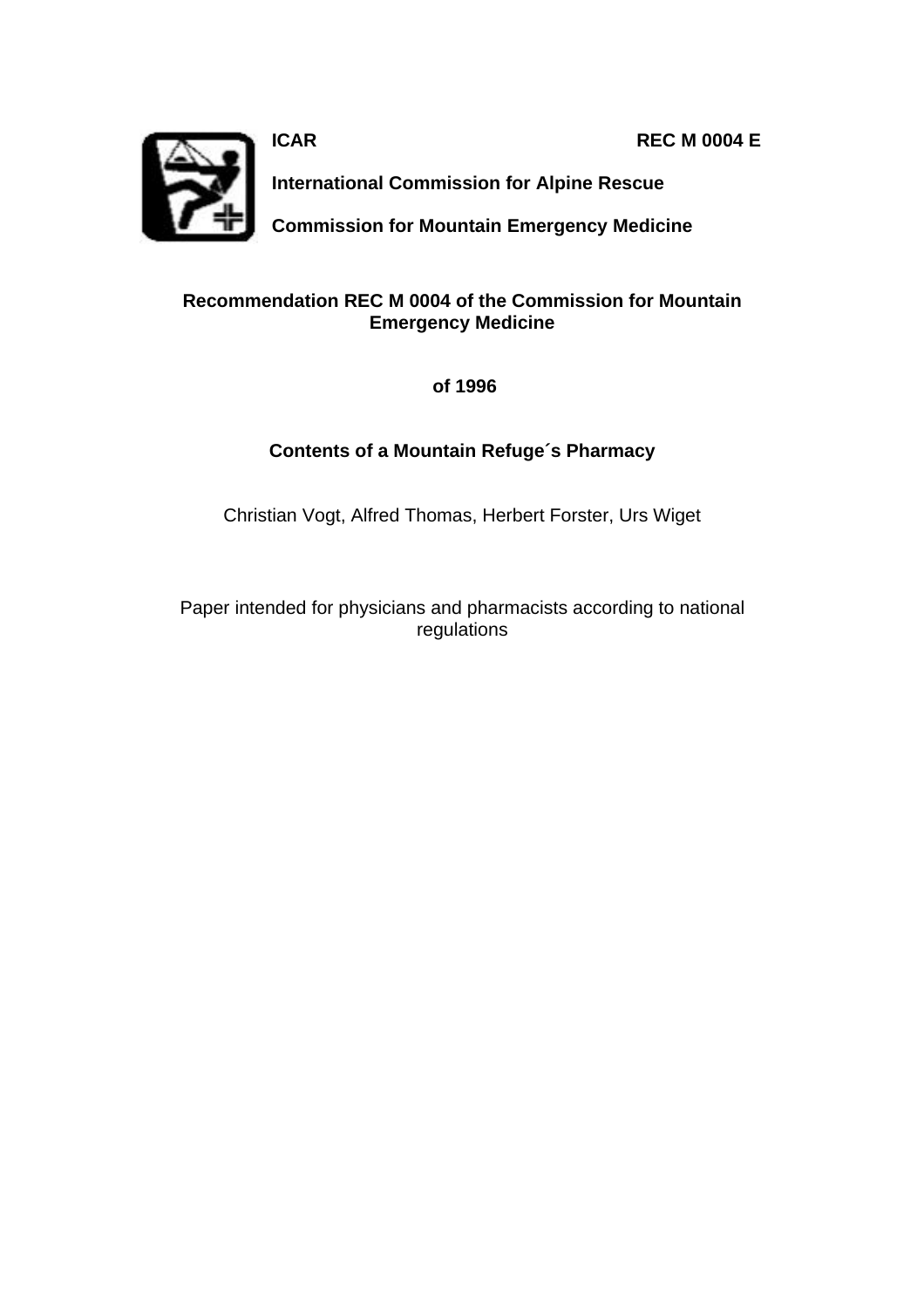**ICAR** **REC M 0004 E**

**International Commission for Alpine Rescue**

**Commission for Mountain Emergency Medicine**

# Recommendation REC M 0004 of the Commission for Mountain Emergency Medicine

**of 1996**

## Contents of a Mountain Refuge´s Pharmacy

Christian Vogt, Alfred Thomas, Herbert Forster, Urs Wiget

Paper intended for physicians and pharmacists according to national regulations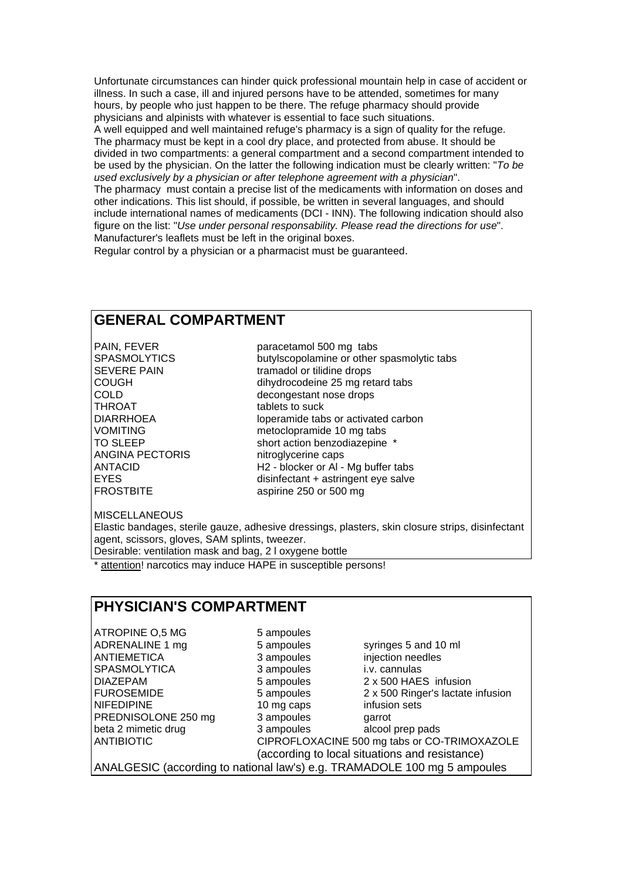Unfortunate circumstances can hinder quick professional mountain help in case of accident or illness. In such a case, ill and injured persons have to be attended, sometimes for many hours, by people who just happen to be there. The refuge pharmacy should provide physicians and alpinists with whatever is essential to face such situations.

A well equipped and well maintained refuge's pharmacy is a sign of quality for the refuge. The pharmacy must be kept in a cool dry place, and protected from abuse. It should be divided in two compartments: a general compartment and a second compartment intended to be used by the physician. On the latter the following indication must be clearly written: "*To be used exclusively by a physician or after telephone agreement with a physician*".

The pharmacy must contain a precise list of the medicaments with information on doses and other indications. This list should, if possible, be written in several languages, and should include international names of medicaments (DCI - INN). The following indication should also figure on the list: "*Use under personal responsability. Please read the directions for use*". Manufacturer's leaflets must be left in the original boxes.

Regular control by a physician or a pharmacist must be guaranteed.

## GENERAL COMPARTMENT

| | |
|---|---|
| PAIN, FEVER | paracetamol 500 mg tabs |
| SPASMOLYTICS | butylscopolamine or other spasmolytic tabs |
| SEVERE PAIN | tramadol or tilidine drops |
| COUGH | dihydrocodeine 25 mg retard tabs |
| COLD | decongestant nose drops |
| THROAT | tablets to suck |
| DIARRHOEA | loperamide tabs or activated carbon |
| VOMITING | metoclopramide 10 mg tabs |
| TO SLEEP | short action benzodiazepine * |
| ANGINA PECTORIS | nitroglycerine caps |
| ANTACID | H2 - blocker or Al - Mg buffer tabs |
| EYES | disinfectant + astringent eye salve |
| FROSTBITE | aspirine 250 or 500 mg |

MISCELLANEOUS

Elastic bandages, sterile gauze, adhesive dressings, plasters, skin closure strips, disinfectant agent, scissors, gloves, SAM splints, tweezer.

Desirable: ventilation mask and bag, 2 l oxygene bottle

* attention! narcotics may induce HAPE in susceptible persons!

## PHYSICIAN'S COMPARTMENT

| | | |
|---|---|---|
| ATROPINE O,5 MG | 5 ampoules | |
| ADRENALINE 1 mg | 5 ampoules | syringes 5 and 10 ml |
| ANTIEMETICA | 3 ampoules | injection needles |
| SPASMOLYTICA | 3 ampoules | i.v. cannulas |
| DIAZEPAM | 5 ampoules | 2 x 500 HAES infusion |
| FUROSEMIDE | 5 ampoules | 2 x 500 Ringer's lactate infusion |
| NIFEDIPINE | 10 mg caps | infusion sets |
| PREDNISOLONE 250 mg | 3 ampoules | garrot |
| beta 2 mimetic drug | 3 ampoules | alcool prep pads |
| ANTIBIOTIC | CIPROFLOXACINE 500 mg tabs or CO-TRIMOXAZOLE (according to local situations and resistance) | |

ANALGESIC (according to national law's) e.g. TRAMADOLE 100 mg 5 ampoules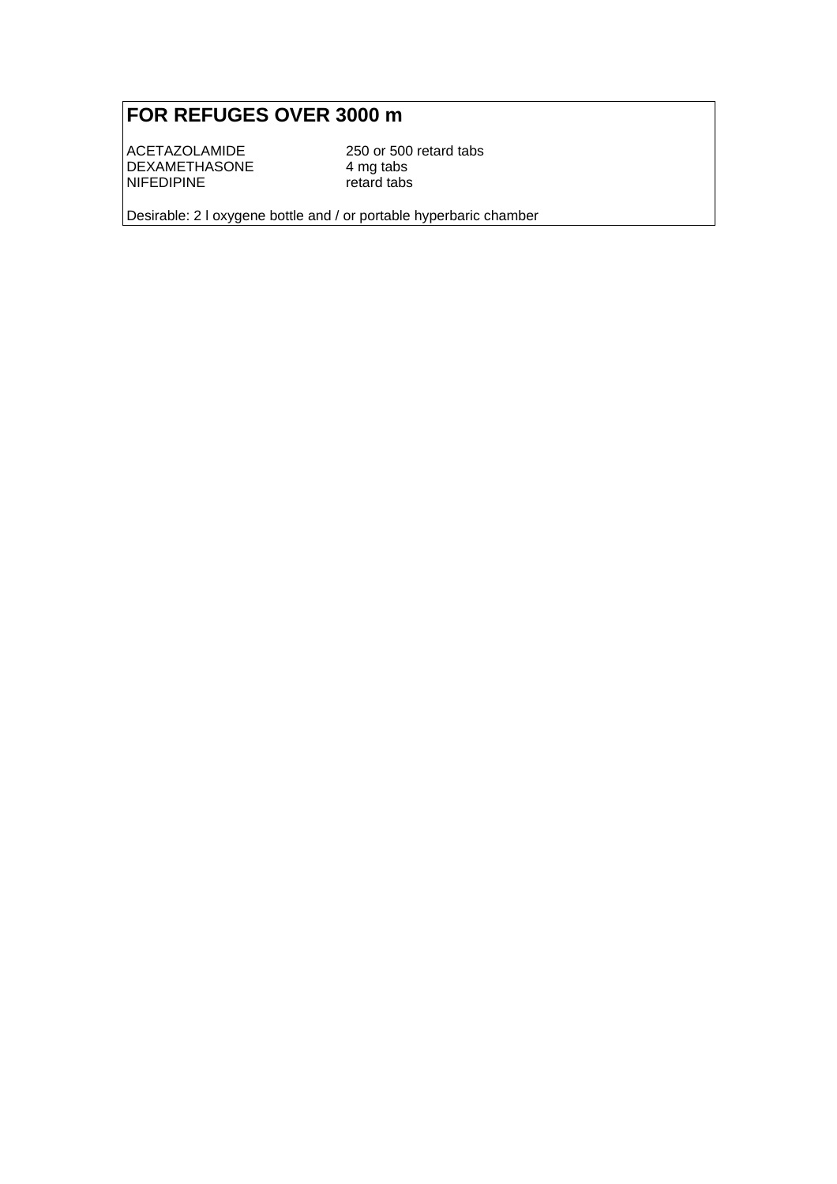## FOR REFUGES OVER 3000 m

| | |
|---|---|
| ACETAZOLAMIDE | 250 or 500 retard tabs |
| DEXAMETHASONE | 4 mg tabs |
| NIFEDIPINE | retard tabs |

Desirable: 2 l oxygene bottle and / or portable hyperbaric chamber